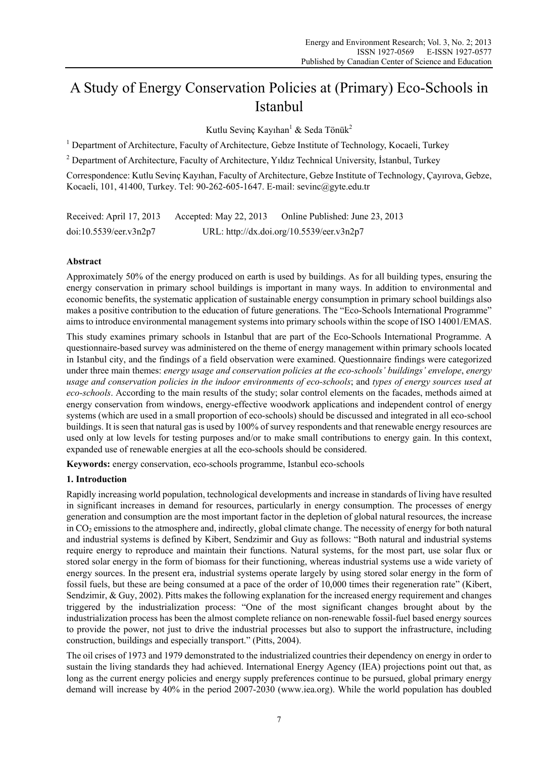# A Study of Energy Conservation Policies at (Primary) Eco-Schools in Istanbul

Kutlu Sevinç Kayıhan[1] & Seda Tönük[2]

[1] Department of Architecture, Faculty of Architecture, Gebze Institute of Technology, Kocaeli, Turkey

[2] Department of Architecture, Faculty of Architecture, Yıldız Technical University, İstanbul, Turkey

Correspondence: Kutlu Sevinç Kayıhan, Faculty of Architecture, Gebze Institute of Technology, Çayırova, Gebze, Kocaeli, 101, 41400, Turkey. Tel: 90-262-605-1647. E-mail: sevinc@gyte.edu.tr

Received: April 17, 2013 Accepted: May 22, 2013 Online Published: June 23, 2013

doi:10.5539/eer.v3n2p7 URL: http://dx.doi.org/10.5539/eer.v3n2p7

## Abstract

Approximately 50% of the energy produced on earth is used by buildings. As for all building types, ensuring the energy conservation in primary school buildings is important in many ways. In addition to environmental and economic benefits, the systematic application of sustainable energy consumption in primary school buildings also makes a positive contribution to the education of future generations. The "Eco-Schools International Programme" aims to introduce environmental management systems into primary schools within the scope of ISO 14001/EMAS.

This study examines primary schools in Istanbul that are part of the Eco-Schools International Programme. A questionnaire-based survey was administered on the theme of energy management within primary schools located in Istanbul city, and the findings of a field observation were examined. Questionnaire findings were categorized under three main themes: *energy usage and conservation policies at the eco-schools' buildings' envelope*, *energy usage and conservation policies in the indoor environments of eco-schools*; and *types of energy sources used at eco-schools*. According to the main results of the study; solar control elements on the facades, methods aimed at energy conservation from windows, energy-effective woodwork applications and independent control of energy systems (which are used in a small proportion of eco-schools) should be discussed and integrated in all eco-school buildings. It is seen that natural gas is used by 100% of survey respondents and that renewable energy resources are used only at low levels for testing purposes and/or to make small contributions to energy gain. In this context, expanded use of renewable energies at all the eco-schools should be considered.

**Keywords:** energy conservation, eco-schools programme, Istanbul eco-schools

## 1. Introduction

Rapidly increasing world population, technological developments and increase in standards of living have resulted in significant increases in demand for resources, particularly in energy consumption. The processes of energy generation and consumption are the most important factor in the depletion of global natural resources, the increase in $CO_2$ emissions to the atmosphere and, indirectly, global climate change. The necessity of energy for both natural and industrial systems is defined by Kibert, Sendzimir and Guy as follows: "Both natural and industrial systems require energy to reproduce and maintain their functions. Natural systems, for the most part, use solar flux or stored solar energy in the form of biomass for their functioning, whereas industrial systems use a wide variety of energy sources. In the present era, industrial systems operate largely by using stored solar energy in the form of fossil fuels, but these are being consumed at a pace of the order of 10,000 times their regeneration rate" (Kibert, Sendzimir, & Guy, 2002). Pitts makes the following explanation for the increased energy requirement and changes triggered by the industrialization process: "One of the most significant changes brought about by the industrialization process has been the almost complete reliance on non-renewable fossil-fuel based energy sources to provide the power, not just to drive the industrial processes but also to support the infrastructure, including construction, buildings and especially transport." (Pitts, 2004).

The oil crises of 1973 and 1979 demonstrated to the industrialized countries their dependency on energy in order to sustain the living standards they had achieved. International Energy Agency (IEA) projections point out that, as long as the current energy policies and energy supply preferences continue to be pursued, global primary energy demand will increase by 40% in the period 2007-2030 (www.iea.org). While the world population has doubled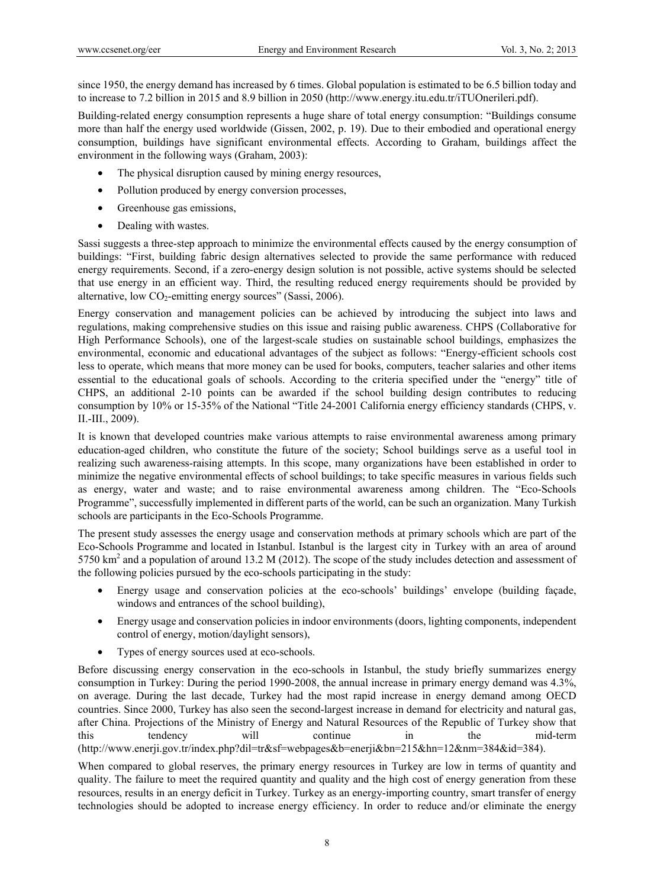since 1950, the energy demand has increased by 6 times. Global population is estimated to be 6.5 billion today and to increase to 7.2 billion in 2015 and 8.9 billion in 2050 (http://www.energy.itu.edu.tr/iTUOnerileri.pdf).

Building-related energy consumption represents a huge share of total energy consumption: "Buildings consume more than half the energy used worldwide (Gissen, 2002, p. 19). Due to their embodied and operational energy consumption, buildings have significant environmental effects. According to Graham, buildings affect the environment in the following ways (Graham, 2003):

- The physical disruption caused by mining energy resources,
- Pollution produced by energy conversion processes,
- Greenhouse gas emissions,
- Dealing with wastes.

Sassi suggests a three-step approach to minimize the environmental effects caused by the energy consumption of buildings: "First, building fabric design alternatives selected to provide the same performance with reduced energy requirements. Second, if a zero-energy design solution is not possible, active systems should be selected that use energy in an efficient way. Third, the resulting reduced energy requirements should be provided by alternative, low $CO_2$-emitting energy sources" (Sassi, 2006).

Energy conservation and management policies can be achieved by introducing the subject into laws and regulations, making comprehensive studies on this issue and raising public awareness. CHPS (Collaborative for High Performance Schools), one of the largest-scale studies on sustainable school buildings, emphasizes the environmental, economic and educational advantages of the subject as follows: "Energy-efficient schools cost less to operate, which means that more money can be used for books, computers, teacher salaries and other items essential to the educational goals of schools. According to the criteria specified under the "energy" title of CHPS, an additional 2-10 points can be awarded if the school building design contributes to reducing consumption by 10% or 15-35% of the National "Title 24-2001 California energy efficiency standards (CHPS, v. II.-III., 2009).

It is known that developed countries make various attempts to raise environmental awareness among primary education-aged children, who constitute the future of the society; School buildings serve as a useful tool in realizing such awareness-raising attempts. In this scope, many organizations have been established in order to minimize the negative environmental effects of school buildings; to take specific measures in various fields such as energy, water and waste; and to raise environmental awareness among children. The "Eco-Schools Programme", successfully implemented in different parts of the world, can be such an organization. Many Turkish schools are participants in the Eco-Schools Programme.

The present study assesses the energy usage and conservation methods at primary schools which are part of the Eco-Schools Programme and located in Istanbul. Istanbul is the largest city in Turkey with an area of around 5750 $km^2$ and a population of around 13.2 M (2012). The scope of the study includes detection and assessment of the following policies pursued by the eco-schools participating in the study:

- Energy usage and conservation policies at the eco-schools' buildings' envelope (building façade, windows and entrances of the school building),
- Energy usage and conservation policies in indoor environments (doors, lighting components, independent control of energy, motion/daylight sensors),
- Types of energy sources used at eco-schools.

Before discussing energy conservation in the eco-schools in Istanbul, the study briefly summarizes energy consumption in Turkey: During the period 1990-2008, the annual increase in primary energy demand was 4.3%, on average. During the last decade, Turkey had the most rapid increase in energy demand among OECD countries. Since 2000, Turkey has also seen the second-largest increase in demand for electricity and natural gas, after China. Projections of the Ministry of Energy and Natural Resources of the Republic of Turkey show that this tendency will continue in the mid-term (http://www.enerji.gov.tr/index.php?dil=tr&sf=webpages&b=enerji&bn=215&hn=12&nm=384&id=384).

When compared to global reserves, the primary energy resources in Turkey are low in terms of quantity and quality. The failure to meet the required quantity and quality and the high cost of energy generation from these resources, results in an energy deficit in Turkey. Turkey as an energy-importing country, smart transfer of energy technologies should be adopted to increase energy efficiency. In order to reduce and/or eliminate the energy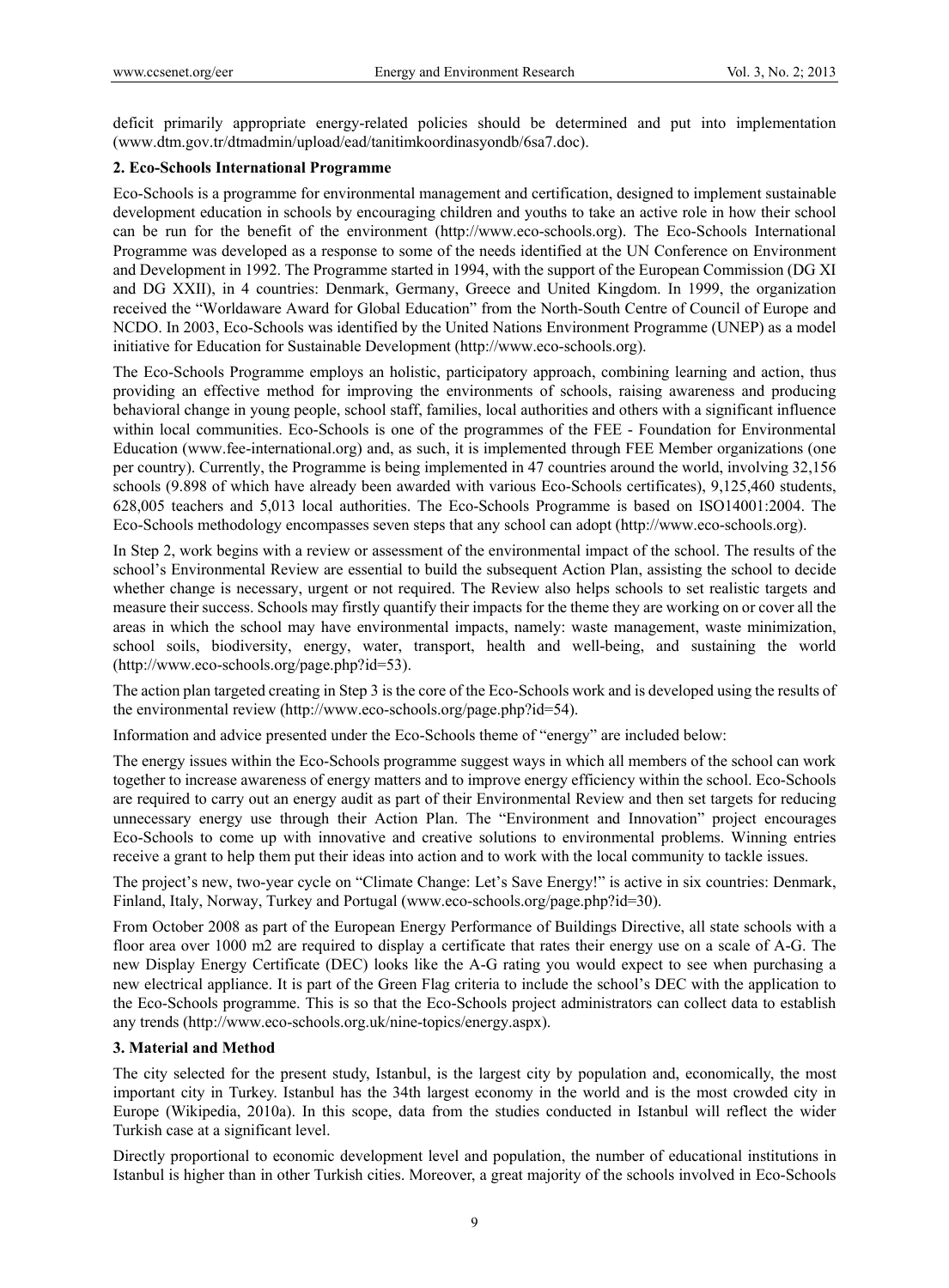deficit primarily appropriate energy-related policies should be determined and put into implementation (www.dtm.gov.tr/dtmadmin/upload/ead/tanitimkoordinasyondb/6sa7.doc).

## 2. Eco-Schools International Programme

Eco-Schools is a programme for environmental management and certification, designed to implement sustainable development education in schools by encouraging children and youths to take an active role in how their school can be run for the benefit of the environment (http://www.eco-schools.org). The Eco-Schools International Programme was developed as a response to some of the needs identified at the UN Conference on Environment and Development in 1992. The Programme started in 1994, with the support of the European Commission (DG XI and DG XXII), in 4 countries: Denmark, Germany, Greece and United Kingdom. In 1999, the organization received the "Worldaware Award for Global Education" from the North-South Centre of Council of Europe and NCDO. In 2003, Eco-Schools was identified by the United Nations Environment Programme (UNEP) as a model initiative for Education for Sustainable Development (http://www.eco-schools.org).

The Eco-Schools Programme employs an holistic, participatory approach, combining learning and action, thus providing an effective method for improving the environments of schools, raising awareness and producing behavioral change in young people, school staff, families, local authorities and others with a significant influence within local communities. Eco-Schools is one of the programmes of the FEE - Foundation for Environmental Education (www.fee-international.org) and, as such, it is implemented through FEE Member organizations (one per country). Currently, the Programme is being implemented in 47 countries around the world, involving 32,156 schools (9.898 of which have already been awarded with various Eco-Schools certificates), 9,125,460 students, 628,005 teachers and 5,013 local authorities. The Eco-Schools Programme is based on ISO14001:2004. The Eco-Schools methodology encompasses seven steps that any school can adopt (http://www.eco-schools.org).

In Step 2, work begins with a review or assessment of the environmental impact of the school. The results of the school's Environmental Review are essential to build the subsequent Action Plan, assisting the school to decide whether change is necessary, urgent or not required. The Review also helps schools to set realistic targets and measure their success. Schools may firstly quantify their impacts for the theme they are working on or cover all the areas in which the school may have environmental impacts, namely: waste management, waste minimization, school soils, biodiversity, energy, water, transport, health and well-being, and sustaining the world (http://www.eco-schools.org/page.php?id=53).

The action plan targeted creating in Step 3 is the core of the Eco-Schools work and is developed using the results of the environmental review (http://www.eco-schools.org/page.php?id=54).

Information and advice presented under the Eco-Schools theme of "energy" are included below:

The energy issues within the Eco-Schools programme suggest ways in which all members of the school can work together to increase awareness of energy matters and to improve energy efficiency within the school. Eco-Schools are required to carry out an energy audit as part of their Environmental Review and then set targets for reducing unnecessary energy use through their Action Plan. The "Environment and Innovation" project encourages Eco-Schools to come up with innovative and creative solutions to environmental problems. Winning entries receive a grant to help them put their ideas into action and to work with the local community to tackle issues.

The project's new, two-year cycle on "Climate Change: Let's Save Energy!" is active in six countries: Denmark, Finland, Italy, Norway, Turkey and Portugal (www.eco-schools.org/page.php?id=30).

From October 2008 as part of the European Energy Performance of Buildings Directive, all state schools with a floor area over 1000 m2 are required to display a certificate that rates their energy use on a scale of A-G. The new Display Energy Certificate (DEC) looks like the A-G rating you would expect to see when purchasing a new electrical appliance. It is part of the Green Flag criteria to include the school's DEC with the application to the Eco-Schools programme. This is so that the Eco-Schools project administrators can collect data to establish any trends (http://www.eco-schools.org.uk/nine-topics/energy.aspx).

## 3. Material and Method

The city selected for the present study, Istanbul, is the largest city by population and, economically, the most important city in Turkey. Istanbul has the 34th largest economy in the world and is the most crowded city in Europe (Wikipedia, 2010a). In this scope, data from the studies conducted in Istanbul will reflect the wider Turkish case at a significant level.

Directly proportional to economic development level and population, the number of educational institutions in Istanbul is higher than in other Turkish cities. Moreover, a great majority of the schools involved in Eco-Schools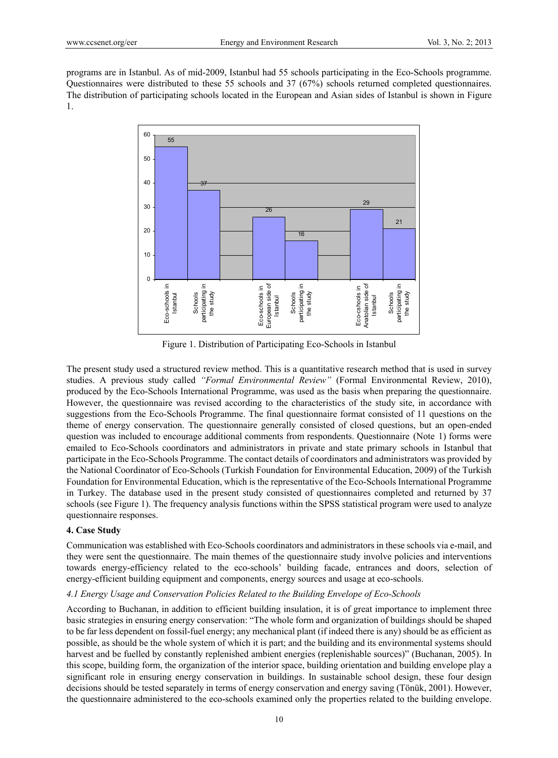programs are in Istanbul. As of mid-2009, Istanbul had 55 schools participating in the Eco-Schools programme. Questionnaires were distributed to these 55 schools and 37 (67%) schools returned completed questionnaires. The distribution of participating schools located in the European and Asian sides of Istanbul is shown in Figure 1.

Figure 1. Distribution of Participating Eco-Schools in Istanbul

The present study used a structured review method. This is a quantitative research method that is used in survey studies. A previous study called *"Formal Environmental Review"* (Formal Environmental Review, 2010), produced by the Eco-Schools International Programme, was used as the basis when preparing the questionnaire. However, the questionnaire was revised according to the characteristics of the study site, in accordance with suggestions from the Eco-Schools Programme. The final questionnaire format consisted of 11 questions on the theme of energy conservation. The questionnaire generally consisted of closed questions, but an open-ended question was included to encourage additional comments from respondents. Questionnaire (Note 1) forms were emailed to Eco-Schools coordinators and administrators in private and state primary schools in Istanbul that participate in the Eco-Schools Programme. The contact details of coordinators and administrators was provided by the National Coordinator of Eco-Schools (Turkish Foundation for Environmental Education, 2009) of the Turkish Foundation for Environmental Education, which is the representative of the Eco-Schools International Programme in Turkey. The database used in the present study consisted of questionnaires completed and returned by 37 schools (see Figure 1). The frequency analysis functions within the SPSS statistical program were used to analyze questionnaire responses.

## 4. Case Study

Communication was established with Eco-Schools coordinators and administrators in these schools via e-mail, and they were sent the questionnaire. The main themes of the questionnaire study involve policies and interventions towards energy-efficiency related to the eco-schools' building facade, entrances and doors, selection of energy-efficient building equipment and components, energy sources and usage at eco-schools.

### *4.1 Energy Usage and Conservation Policies Related to the Building Envelope of Eco-Schools*

According to Buchanan, in addition to efficient building insulation, it is of great importance to implement three basic strategies in ensuring energy conservation: "The whole form and organization of buildings should be shaped to be far less dependent on fossil-fuel energy; any mechanical plant (if indeed there is any) should be as efficient as possible, as should be the whole system of which it is part; and the building and its environmental systems should harvest and be fuelled by constantly replenished ambient energies (replenishable sources)" (Buchanan, 2005). In this scope, building form, the organization of the interior space, building orientation and building envelope play a significant role in ensuring energy conservation in buildings. In sustainable school design, these four design decisions should be tested separately in terms of energy conservation and energy saving (Tönük, 2001). However, the questionnaire administered to the eco-schools examined only the properties related to the building envelope.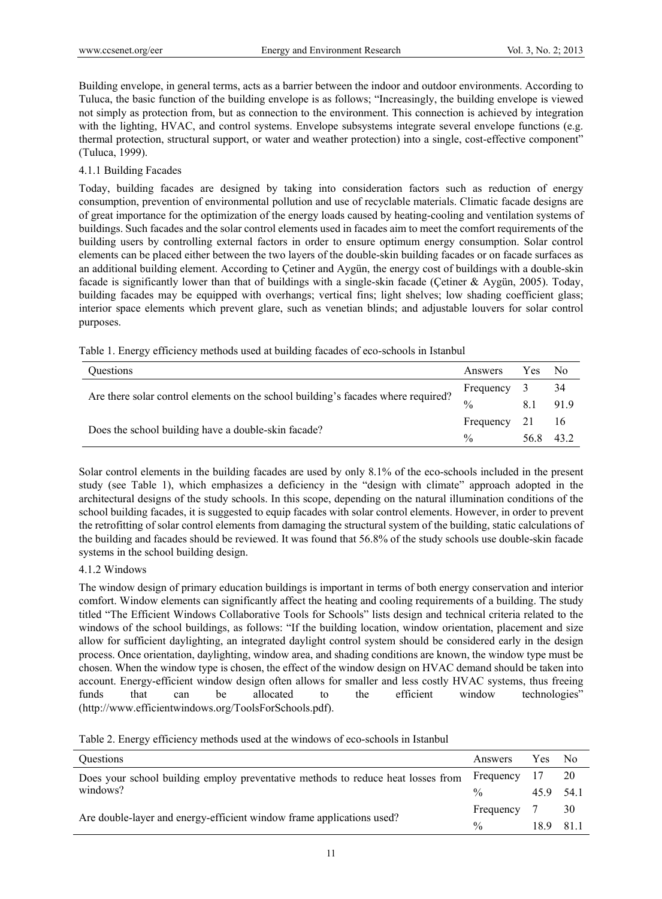Building envelope, in general terms, acts as a barrier between the indoor and outdoor environments. According to Tuluca, the basic function of the building envelope is as follows; "Increasingly, the building envelope is viewed not simply as protection from, but as connection to the environment. This connection is achieved by integration with the lighting, HVAC, and control systems. Envelope subsystems integrate several envelope functions (e.g. thermal protection, structural support, or water and weather protection) into a single, cost-effective component" (Tuluca, 1999).

#### 4.1.1 Building Facades

Today, building facades are designed by taking into consideration factors such as reduction of energy consumption, prevention of environmental pollution and use of recyclable materials. Climatic facade designs are of great importance for the optimization of the energy loads caused by heating-cooling and ventilation systems of buildings. Such facades and the solar control elements used in facades aim to meet the comfort requirements of the building users by controlling external factors in order to ensure optimum energy consumption. Solar control elements can be placed either between the two layers of the double-skin building facades or on facade surfaces as an additional building element. According to Çetiner and Aygün, the energy cost of buildings with a double-skin facade is significantly lower than that of buildings with a single-skin facade (Çetiner & Aygün, 2005). Today, building facades may be equipped with overhangs; vertical fins; light shelves; low shading coefficient glass; interior space elements which prevent glare, such as venetian blinds; and adjustable louvers for solar control purposes.

Table 1. Energy efficiency methods used at building facades of eco-schools in Istanbul

| Questions | Answers | Yes | No |
|---|---|---|---|
| Are there solar control elements on the school building's facades where required? | Frequency | 3 | 34 |
| | % | 8.1 | 91.9 |
| Does the school building have a double-skin facade? | Frequency | 21 | 16 |
| | % | 56.8 | 43.2 |

Solar control elements in the building facades are used by only 8.1% of the eco-schools included in the present study (see Table 1), which emphasizes a deficiency in the "design with climate" approach adopted in the architectural designs of the study schools. In this scope, depending on the natural illumination conditions of the school building facades, it is suggested to equip facades with solar control elements. However, in order to prevent the retrofitting of solar control elements from damaging the structural system of the building, static calculations of the building and facades should be reviewed. It was found that 56.8% of the study schools use double-skin facade systems in the school building design.

#### 4.1.2 Windows

The window design of primary education buildings is important in terms of both energy conservation and interior comfort. Window elements can significantly affect the heating and cooling requirements of a building. The study titled "The Efficient Windows Collaborative Tools for Schools" lists design and technical criteria related to the windows of the school buildings, as follows: "If the building location, window orientation, placement and size allow for sufficient daylighting, an integrated daylight control system should be considered early in the design process. Once orientation, daylighting, window area, and shading conditions are known, the window type must be chosen. When the window type is chosen, the effect of the window design on HVAC demand should be taken into account. Energy-efficient window design often allows for smaller and less costly HVAC systems, thus freeing funds that can be allocated to the efficient window technologies" (http://www.efficientwindows.org/ToolsForSchools.pdf).

Table 2. Energy efficiency methods used at the windows of eco-schools in Istanbul

| Questions | Answers | Yes | No |
|---|---|---|---|
| Does your school building employ preventative methods to reduce heat losses from windows? | Frequency | 17 | 20 |
| | % | 45.9 | 54.1 |
| Are double-layer and energy-efficient window frame applications used? | Frequency | 7 | 30 |
| | % | 18.9 | 81.1 |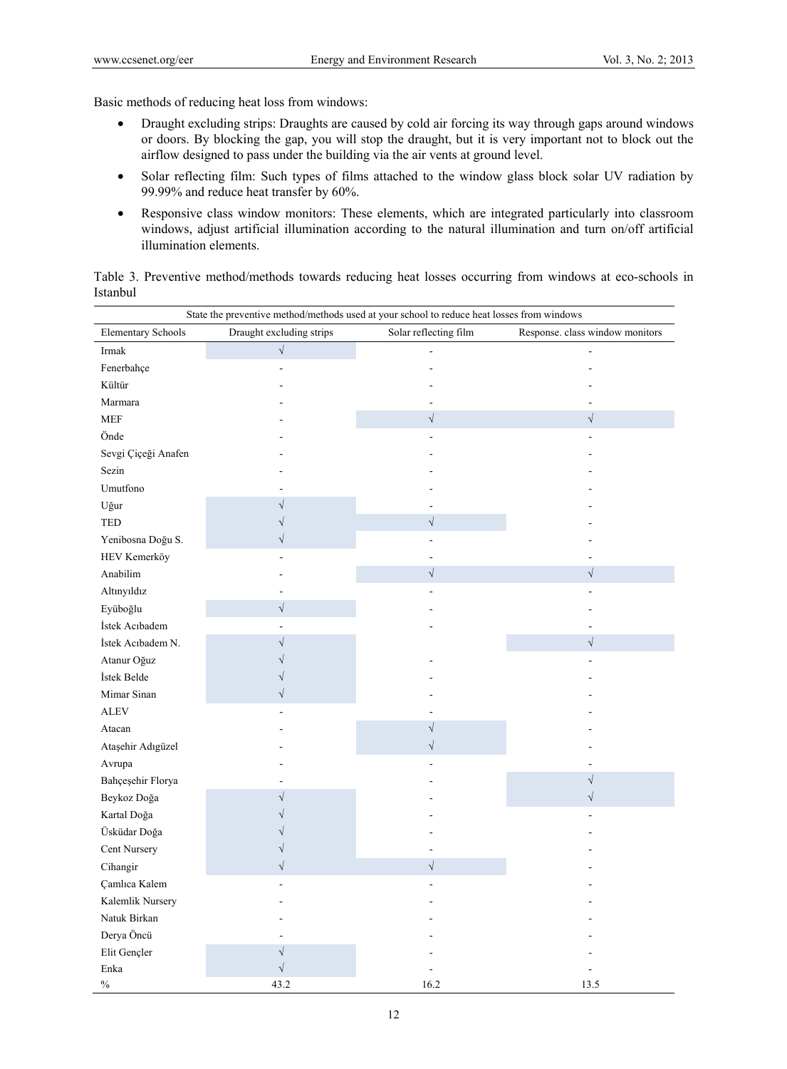Basic methods of reducing heat loss from windows:

- Draught excluding strips: Draughts are caused by cold air forcing its way through gaps around windows or doors. By blocking the gap, you will stop the draught, but it is very important not to block out the airflow designed to pass under the building via the air vents at ground level.
- Solar reflecting film: Such types of films attached to the window glass block solar UV radiation by 99.99% and reduce heat transfer by 60%.
- Responsive class window monitors: These elements, which are integrated particularly into classroom windows, adjust artificial illumination according to the natural illumination and turn on/off artificial illumination elements.

Table 3. Preventive method/methods towards reducing heat losses occurring from windows at eco-schools in Istanbul

| State the preventive method/methods used at your school to reduce heat losses from windows | | | |
|---|---|---|---|
| Elementary Schools | Draught excluding strips | Solar reflecting film | Response. class window monitors |
| Irmak | √ | - | - |
| Fenerbahçe | - | - | - |
| Kültür | - | - | - |
| Marmara | - | - | - |
| MEF | - | √ | √ |
| Önde | - | - | - |
| Sevgi Çiçeği Anafen | - | - | - |
| Sezin | - | - | - |
| Umutfono | - | - | - |
| Uğur | √ | - | - |
| TED | √ | √ | - |
| Yenibosna Doğu S. | √ | - | - |
| HEV Kemerköy | - | - | - |
| Anabilim | - | √ | √ |
| Altınyıldız | - | - | - |
| Eyüboğlu | √ | - | - |
| İstek Acıbadem | - | - | - |
| İstek Acıbadem N. | √ | | √ |
| Atanur Oğuz | √ | - | - |
| İstek Belde | √ | - | - |
| Mimar Sinan | √ | - | - |
| ALEV | - | - | - |
| Atacan | - | √ | - |
| Ataşehir Adıgüzel | - | √ | - |
| Avrupa | - | - | - |
| Bahçeşehir Florya | - | - | √ |
| Beykoz Doğa | √ | - | √ |
| Kartal Doğa | √ | - | - |
| Üsküdar Doğa | √ | - | - |
| Cent Nursery | √ | - | - |
| Cihangir | √ | √ | - |
| Çamlıca Kalem | - | - | - |
| Kalemlik Nursery | - | - | - |
| Natuk Birkan | - | - | - |
| Derya Öncü | - | - | - |
| Elit Gençler | √ | - | - |
| Enka | √ | - | - |
| % | 43.2 | 16.2 | 13.5 |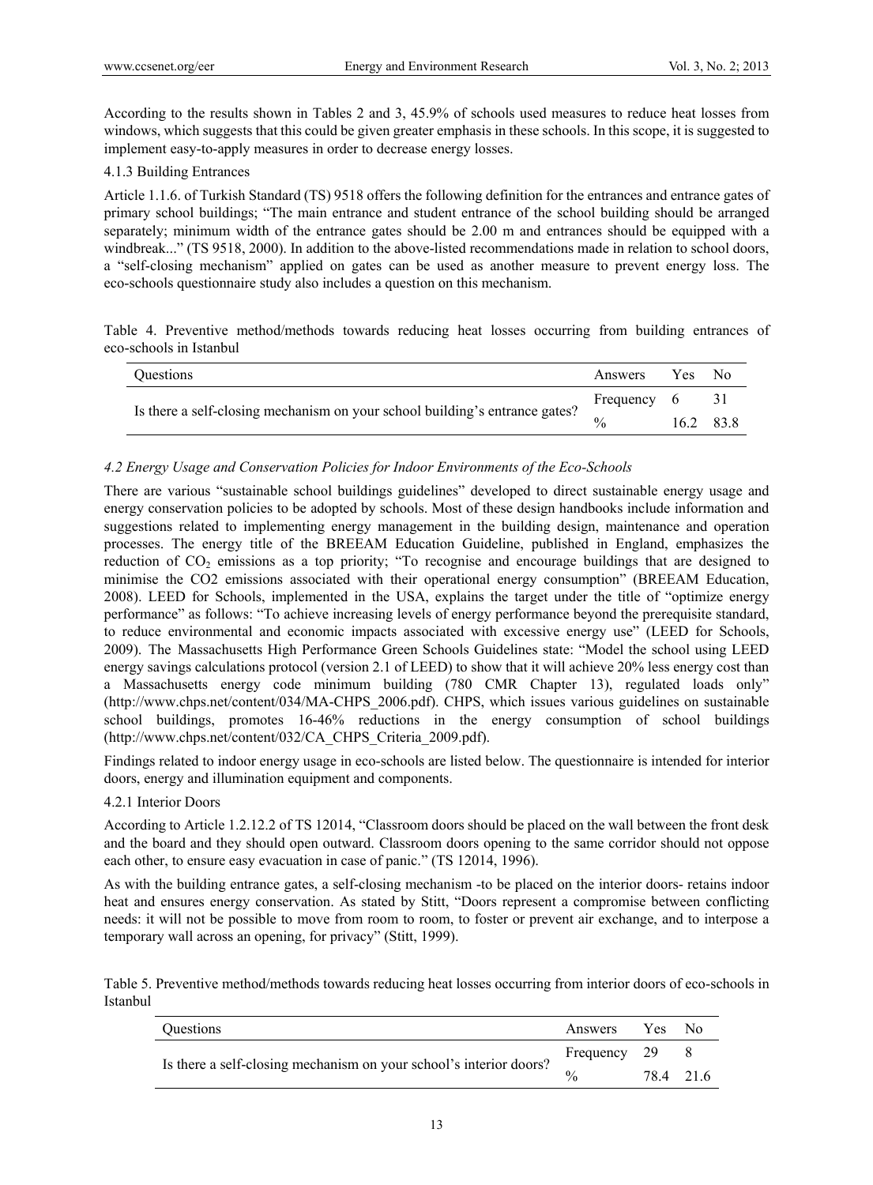According to the results shown in Tables 2 and 3, 45.9% of schools used measures to reduce heat losses from windows, which suggests that this could be given greater emphasis in these schools. In this scope, it is suggested to implement easy-to-apply measures in order to decrease energy losses.

#### 4.1.3 Building Entrances

Article 1.1.6. of Turkish Standard (TS) 9518 offers the following definition for the entrances and entrance gates of primary school buildings; "The main entrance and student entrance of the school building should be arranged separately; minimum width of the entrance gates should be 2.00 m and entrances should be equipped with a windbreak..." (TS 9518, 2000). In addition to the above-listed recommendations made in relation to school doors, a "self-closing mechanism" applied on gates can be used as another measure to prevent energy loss. The eco-schools questionnaire study also includes a question on this mechanism.

Table 4. Preventive method/methods towards reducing heat losses occurring from building entrances of eco-schools in Istanbul

| Questions | Answers | Yes | No |
|---|---|---|---|
| Is there a self-closing mechanism on your school building's entrance gates? | Frequency | 6 | 31 |
| | % | 16.2 | 83.8 |

### *4.2 Energy Usage and Conservation Policies for Indoor Environments of the Eco-Schools*

There are various "sustainable school buildings guidelines" developed to direct sustainable energy usage and energy conservation policies to be adopted by schools. Most of these design handbooks include information and suggestions related to implementing energy management in the building design, maintenance and operation processes. The energy title of the BREEAM Education Guideline, published in England, emphasizes the reduction of $CO_2$ emissions as a top priority; "To recognise and encourage buildings that are designed to minimise the CO2 emissions associated with their operational energy consumption" (BREEAM Education, 2008). LEED for Schools, implemented in the USA, explains the target under the title of "optimize energy performance" as follows: "To achieve increasing levels of energy performance beyond the prerequisite standard, to reduce environmental and economic impacts associated with excessive energy use" (LEED for Schools, 2009). The Massachusetts High Performance Green Schools Guidelines state: "Model the school using LEED energy savings calculations protocol (version 2.1 of LEED) to show that it will achieve 20% less energy cost than a Massachusetts energy code minimum building (780 CMR Chapter 13), regulated loads only" (http://www.chps.net/content/034/MA-CHPS_2006.pdf). CHPS, which issues various guidelines on sustainable school buildings, promotes 16-46% reductions in the energy consumption of school buildings (http://www.chps.net/content/032/CA_CHPS_Criteria_2009.pdf).

Findings related to indoor energy usage in eco-schools are listed below. The questionnaire is intended for interior doors, energy and illumination equipment and components.

#### 4.2.1 Interior Doors

According to Article 1.2.12.2 of TS 12014, "Classroom doors should be placed on the wall between the front desk and the board and they should open outward. Classroom doors opening to the same corridor should not oppose each other, to ensure easy evacuation in case of panic." (TS 12014, 1996).

As with the building entrance gates, a self-closing mechanism -to be placed on the interior doors- retains indoor heat and ensures energy conservation. As stated by Stitt, "Doors represent a compromise between conflicting needs: it will not be possible to move from room to room, to foster or prevent air exchange, and to interpose a temporary wall across an opening, for privacy" (Stitt, 1999).

Table 5. Preventive method/methods towards reducing heat losses occurring from interior doors of eco-schools in Istanbul

| Questions | Answers | Yes | No |
|---|---|---|---|
| Is there a self-closing mechanism on your school's interior doors? | Frequency | 29 | 8 |
| | % | 78.4 | 21.6 |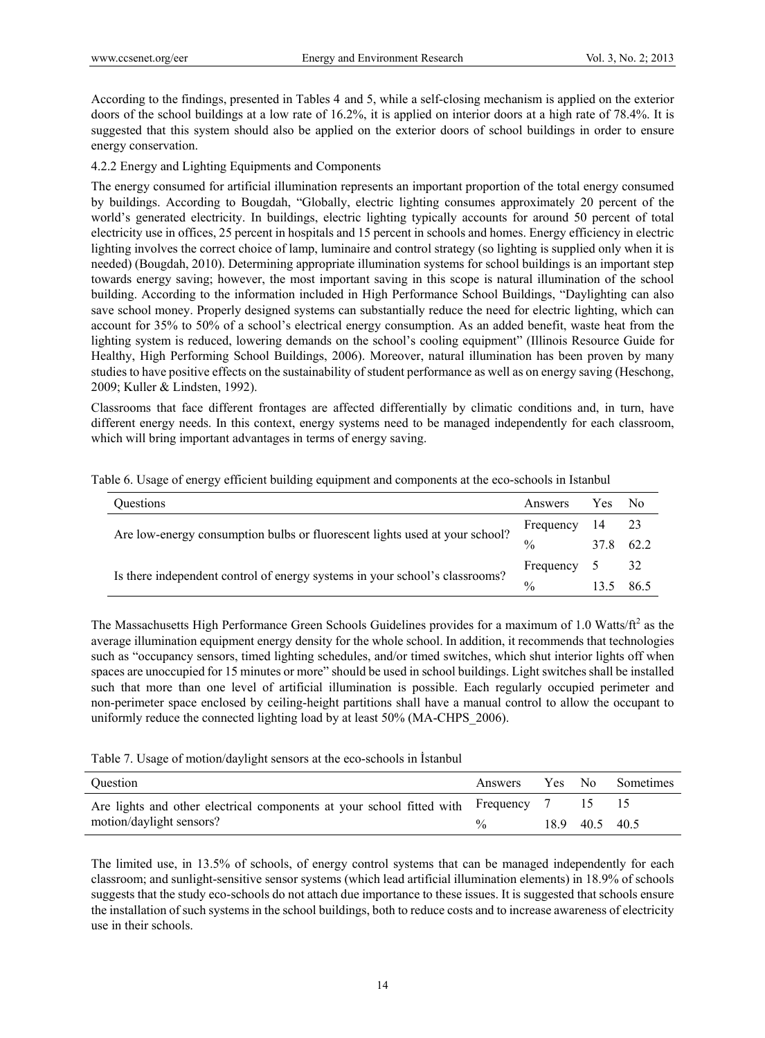According to the findings, presented in Tables 4 and 5, while a self-closing mechanism is applied on the exterior doors of the school buildings at a low rate of 16.2%, it is applied on interior doors at a high rate of 78.4%. It is suggested that this system should also be applied on the exterior doors of school buildings in order to ensure energy conservation.

#### 4.2.2 Energy and Lighting Equipments and Components

The energy consumed for artificial illumination represents an important proportion of the total energy consumed by buildings. According to Bougdah, "Globally, electric lighting consumes approximately 20 percent of the world's generated electricity. In buildings, electric lighting typically accounts for around 50 percent of total electricity use in offices, 25 percent in hospitals and 15 percent in schools and homes. Energy efficiency in electric lighting involves the correct choice of lamp, luminaire and control strategy (so lighting is supplied only when it is needed) (Bougdah, 2010). Determining appropriate illumination systems for school buildings is an important step towards energy saving; however, the most important saving in this scope is natural illumination of the school building. According to the information included in High Performance School Buildings, "Daylighting can also save school money. Properly designed systems can substantially reduce the need for electric lighting, which can account for 35% to 50% of a school's electrical energy consumption. As an added benefit, waste heat from the lighting system is reduced, lowering demands on the school's cooling equipment" (Illinois Resource Guide for Healthy, High Performing School Buildings, 2006). Moreover, natural illumination has been proven by many studies to have positive effects on the sustainability of student performance as well as on energy saving (Heschong, 2009; Kuller & Lindsten, 1992).

Classrooms that face different frontages are affected differentially by climatic conditions and, in turn, have different energy needs. In this context, energy systems need to be managed independently for each classroom, which will bring important advantages in terms of energy saving.

Table 6. Usage of energy efficient building equipment and components at the eco-schools in Istanbul

| Questions | Answers | Yes | No |
|---|---|---|---|
| Are low-energy consumption bulbs or fluorescent lights used at your school? | Frequency | 14 | 23 |
| | % | 37.8 | 62.2 |
| Is there independent control of energy systems in your school's classrooms? | Frequency | 5 | 32 |
| | % | 13.5 | 86.5 |

The Massachusetts High Performance Green Schools Guidelines provides for a maximum of 1.0 Watts/ft$^2$ as the average illumination equipment energy density for the whole school. In addition, it recommends that technologies such as "occupancy sensors, timed lighting schedules, and/or timed switches, which shut interior lights off when spaces are unoccupied for 15 minutes or more" should be used in school buildings. Light switches shall be installed such that more than one level of artificial illumination is possible. Each regularly occupied perimeter and non-perimeter space enclosed by ceiling-height partitions shall have a manual control to allow the occupant to uniformly reduce the connected lighting load by at least 50% (MA-CHPS_2006).

Table 7. Usage of motion/daylight sensors at the eco-schools in İstanbul

| Question | Answers | Yes | No | Sometimes |
|---|---|---|---|---|
| Are lights and other electrical components at your school fitted with motion/daylight sensors? | Frequency | 7 | 15 | 15 |
| | % | 18.9 | 40.5 | 40.5 |

The limited use, in 13.5% of schools, of energy control systems that can be managed independently for each classroom; and sunlight-sensitive sensor systems (which lead artificial illumination elements) in 18.9% of schools suggests that the study eco-schools do not attach due importance to these issues. It is suggested that schools ensure the installation of such systems in the school buildings, both to reduce costs and to increase awareness of electricity use in their schools.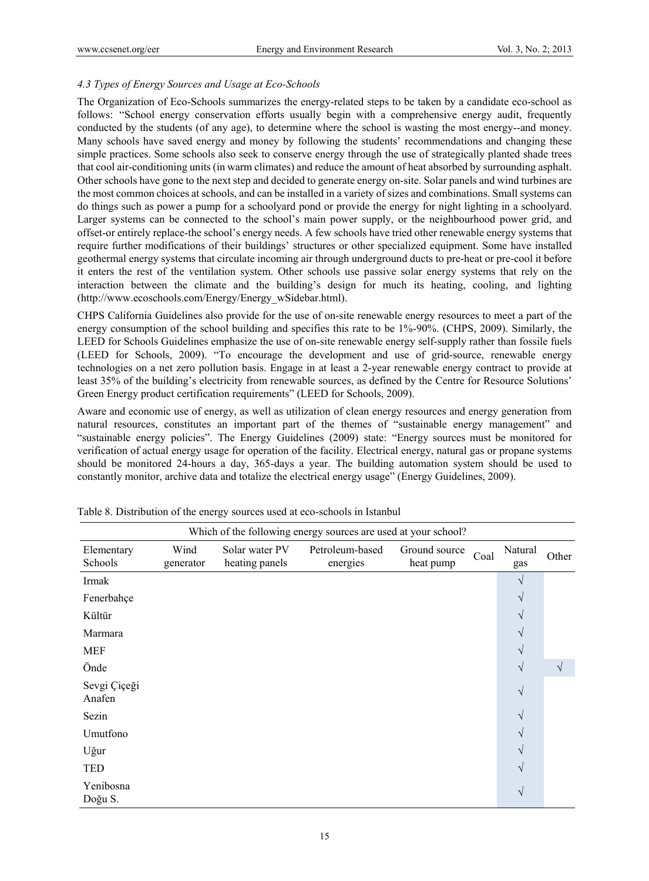### *4.3 Types of Energy Sources and Usage at Eco-Schools*

The Organization of Eco-Schools summarizes the energy-related steps to be taken by a candidate eco-school as follows: "School energy conservation efforts usually begin with a comprehensive energy audit, frequently conducted by the students (of any age), to determine where the school is wasting the most energy--and money. Many schools have saved energy and money by following the students' recommendations and changing these simple practices. Some schools also seek to conserve energy through the use of strategically planted shade trees that cool air-conditioning units (in warm climates) and reduce the amount of heat absorbed by surrounding asphalt. Other schools have gone to the next step and decided to generate energy on-site. Solar panels and wind turbines are the most common choices at schools, and can be installed in a variety of sizes and combinations. Small systems can do things such as power a pump for a schoolyard pond or provide the energy for night lighting in a schoolyard. Larger systems can be connected to the school's main power supply, or the neighbourhood power grid, and offset-or entirely replace-the school's energy needs. A few schools have tried other renewable energy systems that require further modifications of their buildings' structures or other specialized equipment. Some have installed geothermal energy systems that circulate incoming air through underground ducts to pre-heat or pre-cool it before it enters the rest of the ventilation system. Other schools use passive solar energy systems that rely on the interaction between the climate and the building's design for much its heating, cooling, and lighting (http://www.ecoschools.com/Energy/Energy_wSidebar.html).

CHPS California Guidelines also provide for the use of on-site renewable energy resources to meet a part of the energy consumption of the school building and specifies this rate to be 1%-90%. (CHPS, 2009). Similarly, the LEED for Schools Guidelines emphasize the use of on-site renewable energy self-supply rather than fossile fuels (LEED for Schools, 2009). "To encourage the development and use of grid-source, renewable energy technologies on a net zero pollution basis. Engage in at least a 2-year renewable energy contract to provide at least 35% of the building's electricity from renewable sources, as defined by the Centre for Resource Solutions' Green Energy product certification requirements" (LEED for Schools, 2009).

Aware and economic use of energy, as well as utilization of clean energy resources and energy generation from natural resources, constitutes an important part of the themes of "sustainable energy management" and "sustainable energy policies". The Energy Guidelines (2009) state: "Energy sources must be monitored for verification of actual energy usage for operation of the facility. Electrical energy, natural gas or propane systems should be monitored 24-hours a day, 365-days a year. The building automation system should be used to constantly monitor, archive data and totalize the electrical energy usage" (Energy Guidelines, 2009).

Table 8. Distribution of the energy sources used at eco-schools in Istanbul

| Which of the following energy sources are used at your school? | | | | | | | |
|---|---|---|---|---|---|---|---|
| Elementary Schools | Wind generator | Solar water PV heating panels | Petroleum-based energies | Ground source heat pump | Coal | Natural gas | Other |
| Irmak | | | | | | √ | |
| Fenerbahçe | | | | | | √ | |
| Kültür | | | | | | √ | |
| Marmara | | | | | | √ | |
| MEF | | | | | | √ | |
| Önde | | | | | | √ | √ |
| Sevgi Çiçeği Anafen | | | | | | √ | |
| Sezin | | | | | | √ | |
| Umutfono | | | | | | √ | |
| Uğur | | | | | | √ | |
| TED | | | | | | √ | |
| Yenibosna Doğu S. | | | | | | √ | |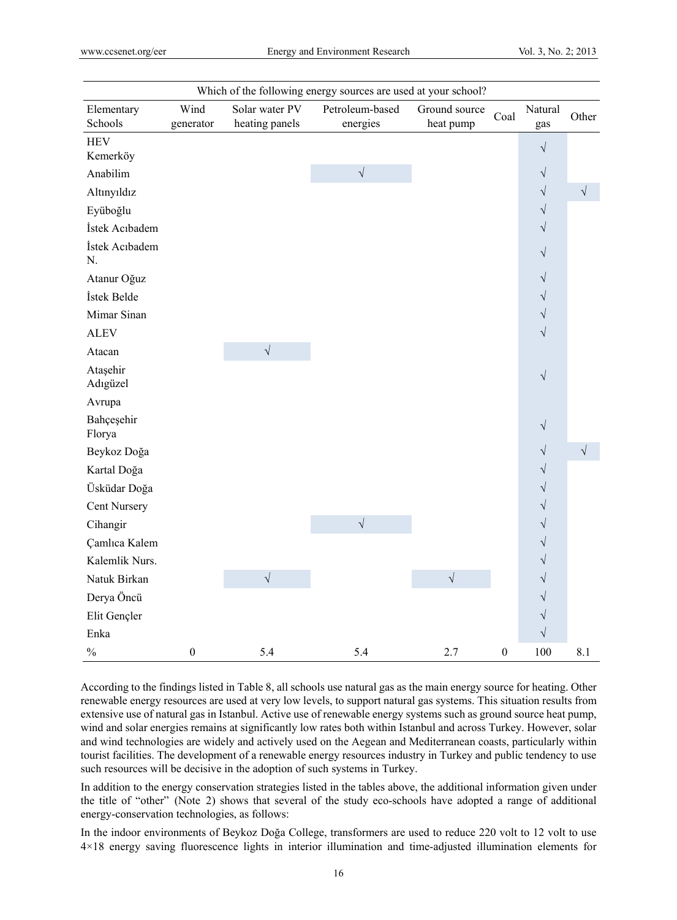| Which of the following energy sources are used at your school? | | | | | | | |
|---|---|---|---|---|---|---|---|
| Elementary Schools | Wind generator | Solar water PV heating panels | Petroleum-based energies | Ground source heat pump | Coal | Natural gas | Other |
| HEV Kemerköy | | | | | | √ | |
| Anabilim | | | √ | | | √ | |
| Altınyıldız | | | | | | √ | √ |
| Eyüboğlu | | | | | | √ | |
| İstek Acıbadem | | | | | | √ | |
| İstek Acıbadem N. | | | | | | √ | |
| Atanur Oğuz | | | | | | √ | |
| İstek Belde | | | | | | √ | |
| Mimar Sinan | | | | | | √ | |
| ALEV | | | | | | √ | |
| Atacan | | √ | | | | | |
| Ataşehir Adıgüzel | | | | | | √ | |
| Avrupa | | | | | | | |
| Bahçeşehir Florya | | | | | | √ | |
| Beykoz Doğa | | | | | | √ | √ |
| Kartal Doğa | | | | | | √ | |
| Üsküdar Doğa | | | | | | √ | |
| Cent Nursery | | | | | | √ | |
| Cihangir | | | √ | | | √ | |
| Çamlıca Kalem | | | | | | √ | |
| Kalemlik Nurs. | | | | | | √ | |
| Natuk Birkan | | √ | | √ | | √ | |
| Derya Öncü | | | | | | √ | |
| Elit Gençler | | | | | | √ | |
| Enka | | | | | | √ | |
| % | 0 | 5.4 | 5.4 | 2.7 | 0 | 100 | 8.1 |

According to the findings listed in Table 8, all schools use natural gas as the main energy source for heating. Other renewable energy resources are used at very low levels, to support natural gas systems. This situation results from extensive use of natural gas in Istanbul. Active use of renewable energy systems such as ground source heat pump, wind and solar energies remains at significantly low rates both within Istanbul and across Turkey. However, solar and wind technologies are widely and actively used on the Aegean and Mediterranean coasts, particularly within tourist facilities. The development of a renewable energy resources industry in Turkey and public tendency to use such resources will be decisive in the adoption of such systems in Turkey.

In addition to the energy conservation strategies listed in the tables above, the additional information given under the title of "other" (Note 2) shows that several of the study eco-schools have adopted a range of additional energy-conservation technologies, as follows:

In the indoor environments of Beykoz Doğa College, transformers are used to reduce 220 volt to 12 volt to use 4×18 energy saving fluorescence lights in interior illumination and time-adjusted illumination elements for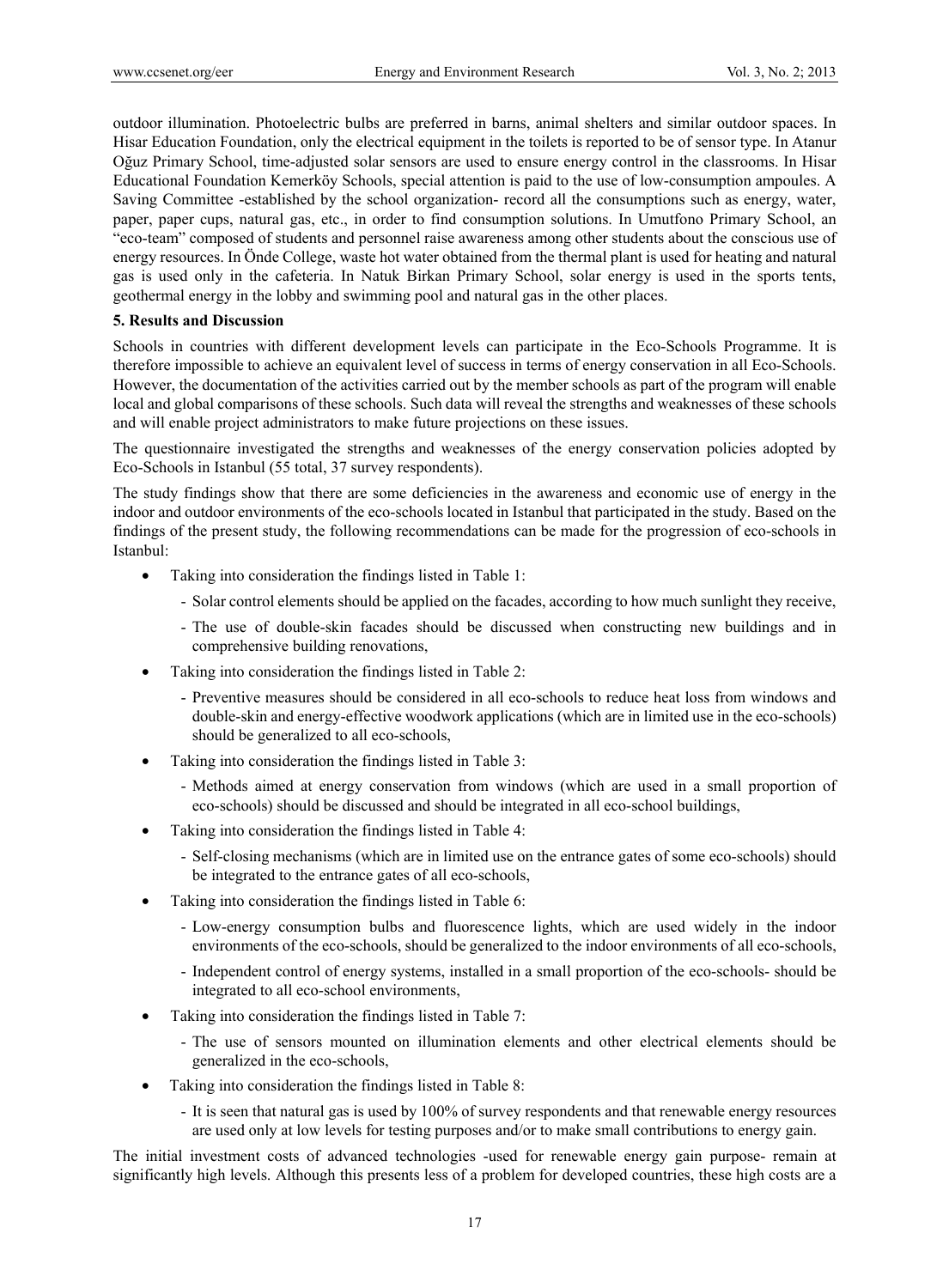outdoor illumination. Photoelectric bulbs are preferred in barns, animal shelters and similar outdoor spaces. In Hisar Education Foundation, only the electrical equipment in the toilets is reported to be of sensor type. In Atanur Oğuz Primary School, time-adjusted solar sensors are used to ensure energy control in the classrooms. In Hisar Educational Foundation Kemerköy Schools, special attention is paid to the use of low-consumption ampoules. A Saving Committee -established by the school organization- record all the consumptions such as energy, water, paper, paper cups, natural gas, etc., in order to find consumption solutions. In Umutfono Primary School, an "eco-team" composed of students and personnel raise awareness among other students about the conscious use of energy resources. In Önde College, waste hot water obtained from the thermal plant is used for heating and natural gas is used only in the cafeteria. In Natuk Birkan Primary School, solar energy is used in the sports tents, geothermal energy in the lobby and swimming pool and natural gas in the other places.

## 5. Results and Discussion

Schools in countries with different development levels can participate in the Eco-Schools Programme. It is therefore impossible to achieve an equivalent level of success in terms of energy conservation in all Eco-Schools. However, the documentation of the activities carried out by the member schools as part of the program will enable local and global comparisons of these schools. Such data will reveal the strengths and weaknesses of these schools and will enable project administrators to make future projections on these issues.

The questionnaire investigated the strengths and weaknesses of the energy conservation policies adopted by Eco-Schools in Istanbul (55 total, 37 survey respondents).

The study findings show that there are some deficiencies in the awareness and economic use of energy in the indoor and outdoor environments of the eco-schools located in Istanbul that participated in the study. Based on the findings of the present study, the following recommendations can be made for the progression of eco-schools in Istanbul:

- Taking into consideration the findings listed in Table 1:
  - Solar control elements should be applied on the facades, according to how much sunlight they receive,
  - The use of double-skin facades should be discussed when constructing new buildings and in comprehensive building renovations,
- Taking into consideration the findings listed in Table 2:
  - Preventive measures should be considered in all eco-schools to reduce heat loss from windows and double-skin and energy-effective woodwork applications (which are in limited use in the eco-schools) should be generalized to all eco-schools,
- Taking into consideration the findings listed in Table 3:
  - Methods aimed at energy conservation from windows (which are used in a small proportion of eco-schools) should be discussed and should be integrated in all eco-school buildings,
- Taking into consideration the findings listed in Table 4:
  - Self-closing mechanisms (which are in limited use on the entrance gates of some eco-schools) should be integrated to the entrance gates of all eco-schools,
- Taking into consideration the findings listed in Table 6:
  - Low-energy consumption bulbs and fluorescence lights, which are used widely in the indoor environments of the eco-schools, should be generalized to the indoor environments of all eco-schools,
  - Independent control of energy systems, installed in a small proportion of the eco-schools- should be integrated to all eco-school environments,
- Taking into consideration the findings listed in Table 7:
  - The use of sensors mounted on illumination elements and other electrical elements should be generalized in the eco-schools,
- Taking into consideration the findings listed in Table 8:
  - It is seen that natural gas is used by 100% of survey respondents and that renewable energy resources are used only at low levels for testing purposes and/or to make small contributions to energy gain.

The initial investment costs of advanced technologies -used for renewable energy gain purpose- remain at significantly high levels. Although this presents less of a problem for developed countries, these high costs are a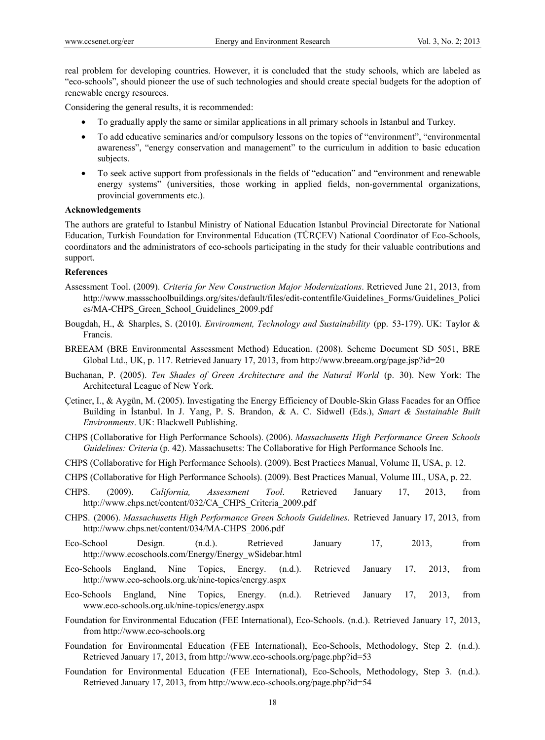real problem for developing countries. However, it is concluded that the study schools, which are labeled as "eco-schools", should pioneer the use of such technologies and should create special budgets for the adoption of renewable energy resources.

Considering the general results, it is recommended:

- To gradually apply the same or similar applications in all primary schools in Istanbul and Turkey.
- To add educative seminaries and/or compulsory lessons on the topics of "environment", "environmental awareness", "energy conservation and management" to the curriculum in addition to basic education subjects.
- To seek active support from professionals in the fields of "education" and "environment and renewable energy systems" (universities, those working in applied fields, non-governmental organizations, provincial governments etc.).

**Acknowledgements**

The authors are grateful to Istanbul Ministry of National Education Istanbul Provincial Directorate for National Education, Turkish Foundation for Environmental Education (TÜRÇEV) National Coordinator of Eco-Schools, coordinators and the administrators of eco-schools participating in the study for their valuable contributions and support.

**References**

Assessment Tool. (2009). *Criteria for New Construction Major Modernizations*. Retrieved June 21, 2013, from http://www.massschoolbuildings.org/sites/default/files/edit-contentfile/Guidelines_Forms/Guidelines_Policies/MA-CHPS_Green_School_Guidelines_2009.pdf

Bougdah, H., & Sharples, S. (2010). *Environment, Technology and Sustainability* (pp. 53-179). UK: Taylor & Francis.

BREEAM (BRE Environmental Assessment Method) Education. (2008). Scheme Document SD 5051, BRE Global Ltd., UK, p. 117. Retrieved January 17, 2013, from http://www.breeam.org/page.jsp?id=20

Buchanan, P. (2005). *Ten Shades of Green Architecture and the Natural World* (p. 30). New York: The Architectural League of New York.

Çetiner, I., & Aygün, M. (2005). Investigating the Energy Efficiency of Double-Skin Glass Facades for an Office Building in İstanbul. In J. Yang, P. S. Brandon, & A. C. Sidwell (Eds.), *Smart & Sustainable Built Environments*. UK: Blackwell Publishing.

CHPS (Collaborative for High Performance Schools). (2006). *Massachusetts High Performance Green Schools Guidelines: Criteria* (p. 42). Massachusetts: The Collaborative for High Performance Schools Inc.

CHPS (Collaborative for High Performance Schools). (2009). Best Practices Manual, Volume II, USA, p. 12.

CHPS (Collaborative for High Performance Schools). (2009). Best Practices Manual, Volume III., USA, p. 22.

CHPS. (2009). *California, Assessment Tool*. Retrieved January 17, 2013, from http://www.chps.net/content/032/CA_CHPS_Criteria_2009.pdf

CHPS. (2006). *Massachusetts High Performance Green Schools Guidelines*. Retrieved January 17, 2013, from http://www.chps.net/content/034/MA-CHPS_2006.pdf

Eco-School Design. (n.d.). Retrieved January 17, 2013, from http://www.ecoschools.com/Energy/Energy_wSidebar.html

Eco-Schools England, Nine Topics, Energy. (n.d.). Retrieved January 17, 2013, from http://www.eco-schools.org.uk/nine-topics/energy.aspx

Eco-Schools England, Nine Topics, Energy. (n.d.). Retrieved January 17, 2013, from www.eco-schools.org.uk/nine-topics/energy.aspx

Foundation for Environmental Education (FEE International), Eco-Schools. (n.d.). Retrieved January 17, 2013, from http://www.eco-schools.org

Foundation for Environmental Education (FEE International), Eco-Schools, Methodology, Step 2. (n.d.). Retrieved January 17, 2013, from http://www.eco-schools.org/page.php?id=53

Foundation for Environmental Education (FEE International), Eco-Schools, Methodology, Step 3. (n.d.). Retrieved January 17, 2013, from http://www.eco-schools.org/page.php?id=54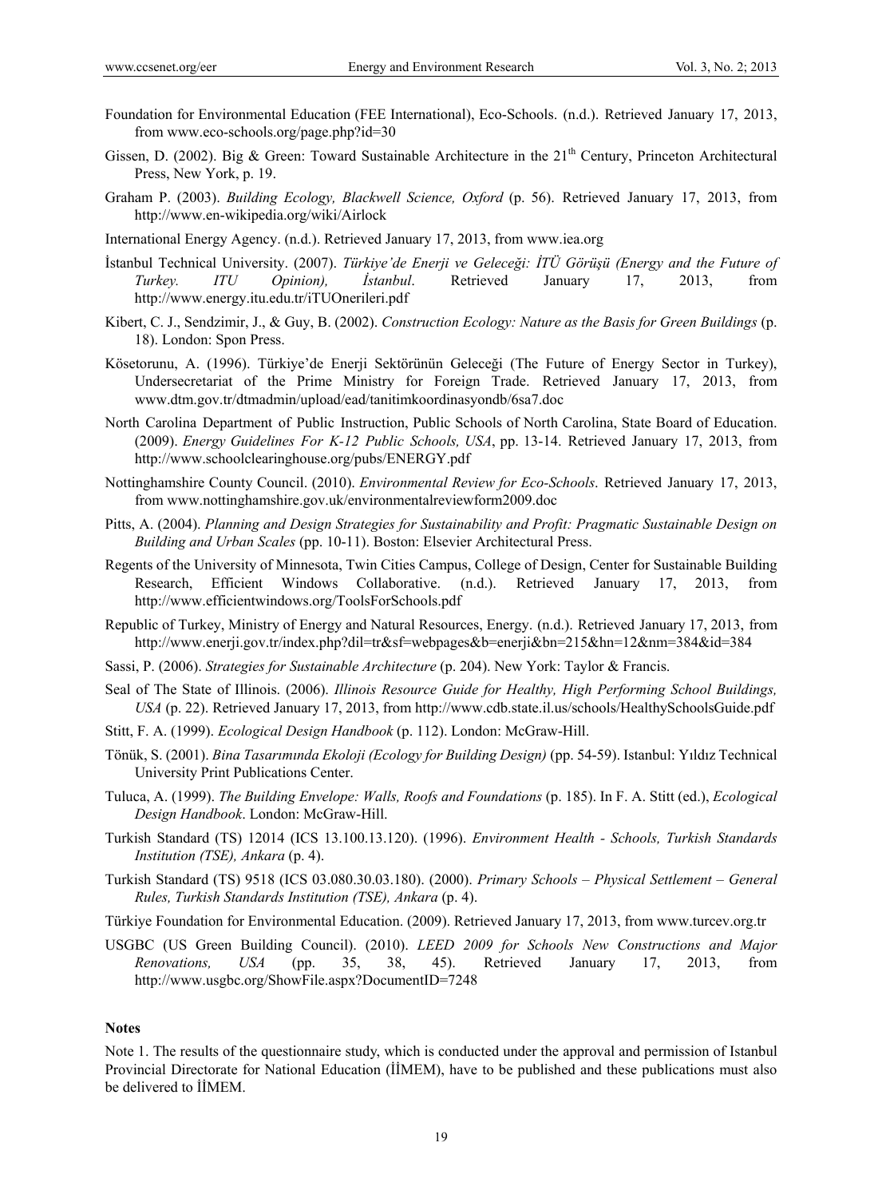Foundation for Environmental Education (FEE International), Eco-Schools. (n.d.). Retrieved January 17, 2013, from www.eco-schools.org/page.php?id=30

Gissen, D. (2002). Big & Green: Toward Sustainable Architecture in the 21th Century, Princeton Architectural Press, New York, p. 19.

Graham P. (2003). *Building Ecology, Blackwell Science, Oxford* (p. 56). Retrieved January 17, 2013, from http://www.en-wikipedia.org/wiki/Airlock

International Energy Agency. (n.d.). Retrieved January 17, 2013, from www.iea.org

İstanbul Technical University. (2007). *Türkiye'de Enerji ve Geleceği: İTÜ Görüşü (Energy and the Future of Turkey. ITU Opinion), İstanbul*. Retrieved January 17, 2013, from http://www.energy.itu.edu.tr/iTUOnerileri.pdf

Kibert, C. J., Sendzimir, J., & Guy, B. (2002). *Construction Ecology: Nature as the Basis for Green Buildings* (p. 18). London: Spon Press.

Kösetorunu, A. (1996). Türkiye'de Enerji Sektörünün Geleceği (The Future of Energy Sector in Turkey), Undersecretariat of the Prime Ministry for Foreign Trade. Retrieved January 17, 2013, from www.dtm.gov.tr/dtmadmin/upload/ead/tanitimkoordinasyondb/6sa7.doc

North Carolina Department of Public Instruction, Public Schools of North Carolina, State Board of Education. (2009). *Energy Guidelines For K-12 Public Schools, USA*, pp. 13-14. Retrieved January 17, 2013, from http://www.schoolclearinghouse.org/pubs/ENERGY.pdf

Nottinghamshire County Council. (2010). *Environmental Review for Eco-Schools*. Retrieved January 17, 2013, from www.nottinghamshire.gov.uk/environmentalreviewform2009.doc

Pitts, A. (2004). *Planning and Design Strategies for Sustainability and Profit: Pragmatic Sustainable Design on Building and Urban Scales* (pp. 10-11). Boston: Elsevier Architectural Press.

Regents of the University of Minnesota, Twin Cities Campus, College of Design, Center for Sustainable Building Research, Efficient Windows Collaborative. (n.d.). Retrieved January 17, 2013, from http://www.efficientwindows.org/ToolsForSchools.pdf

Republic of Turkey, Ministry of Energy and Natural Resources, Energy. (n.d.). Retrieved January 17, 2013, from http://www.enerji.gov.tr/index.php?dil=tr&sf=webpages&b=enerji&bn=215&hn=12&nm=384&id=384

Sassi, P. (2006). *Strategies for Sustainable Architecture* (p. 204). New York: Taylor & Francis.

Seal of The State of Illinois. (2006). *Illinois Resource Guide for Healthy, High Performing School Buildings, USA* (p. 22). Retrieved January 17, 2013, from http://www.cdb.state.il.us/schools/HealthySchoolsGuide.pdf

Stitt, F. A. (1999). *Ecological Design Handbook* (p. 112). London: McGraw-Hill.

Tönük, S. (2001). *Bina Tasarımında Ekoloji (Ecology for Building Design)* (pp. 54-59). Istanbul: Yıldız Technical University Print Publications Center.

Tuluca, A. (1999). *The Building Envelope: Walls, Roofs and Foundations* (p. 185). In F. A. Stitt (ed.), *Ecological Design Handbook*. London: McGraw-Hill.

Turkish Standard (TS) 12014 (ICS 13.100.13.120). (1996). *Environment Health - Schools, Turkish Standards Institution (TSE), Ankara* (p. 4).

Turkish Standard (TS) 9518 (ICS 03.080.30.03.180). (2000). *Primary Schools – Physical Settlement – General Rules, Turkish Standards Institution (TSE), Ankara* (p. 4).

Türkiye Foundation for Environmental Education. (2009). Retrieved January 17, 2013, from www.turcev.org.tr

USGBC (US Green Building Council). (2010). *LEED 2009 for Schools New Constructions and Major Renovations, USA* (pp. 35, 38, 45). Retrieved January 17, 2013, from http://www.usgbc.org/ShowFile.aspx?DocumentID=7248

## Notes

Note 1. The results of the questionnaire study, which is conducted under the approval and permission of Istanbul Provincial Directorate for National Education (İİMEM), have to be published and these publications must also be delivered to İİMEM.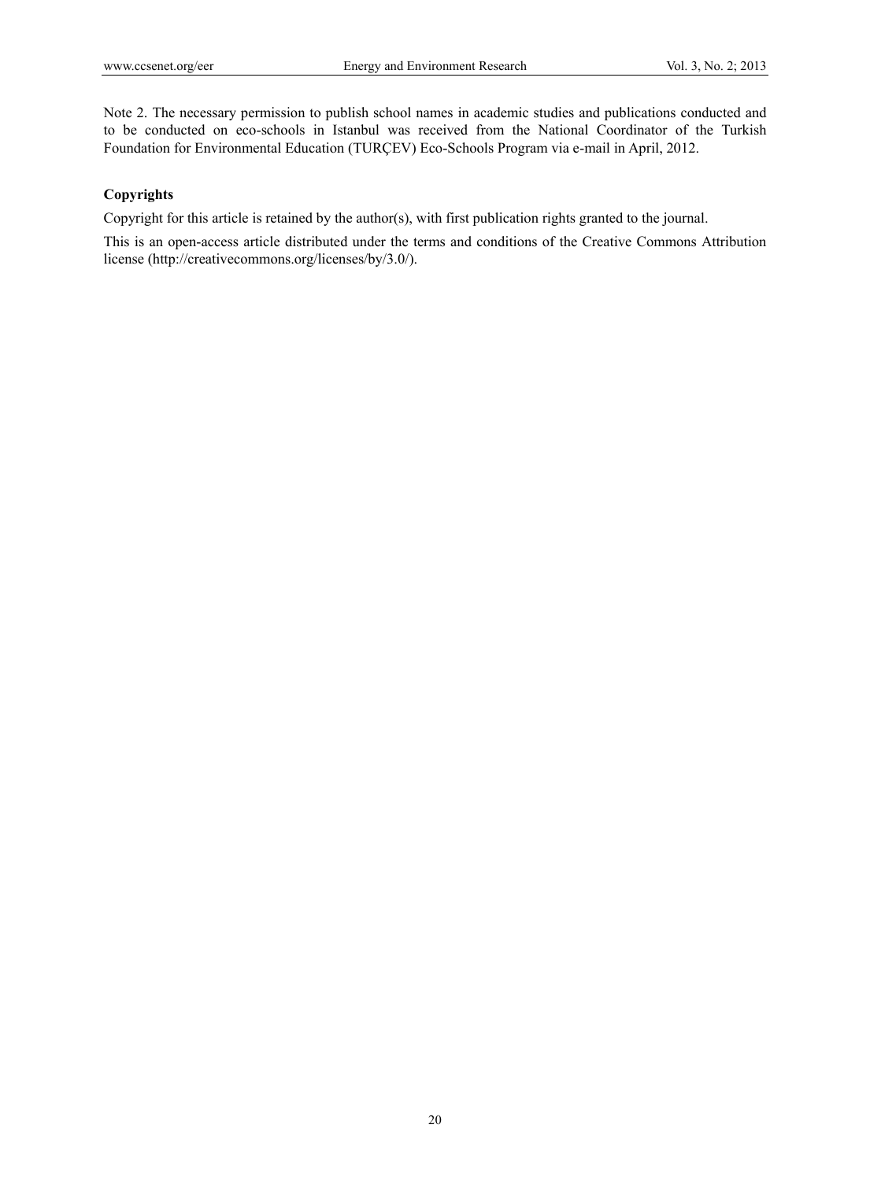Note 2. The necessary permission to publish school names in academic studies and publications conducted and to be conducted on eco-schools in Istanbul was received from the National Coordinator of the Turkish Foundation for Environmental Education (TURÇEV) Eco-Schools Program via e-mail in April, 2012.

## Copyrights

Copyright for this article is retained by the author(s), with first publication rights granted to the journal.

This is an open-access article distributed under the terms and conditions of the Creative Commons Attribution license (http://creativecommons.org/licenses/by/3.0/).